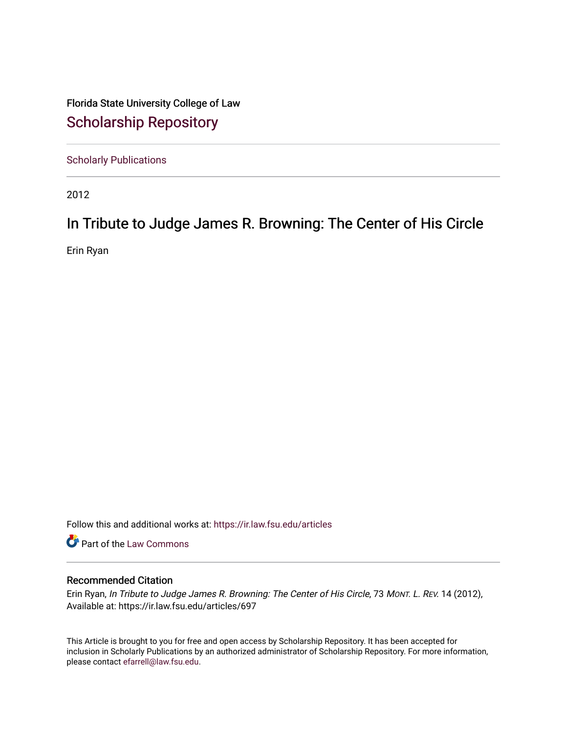Florida State University College of Law

# Scholarship Repository

Scholarly Publications

2012

# In Tribute to Judge James R. Browning: The Center of His Circle

Erin Ryan

Follow this and additional works at: https://ir.law.fsu.edu/articles

Part of the Law Commons

## Recommended Citation

Erin Ryan, *In Tribute to Judge James R. Browning: The Center of His Circle*, 73 *Mont. L. Rev.* 14 (2012), Available at: https://ir.law.fsu.edu/articles/697

This Article is brought to you for free and open access by Scholarship Repository. It has been accepted for inclusion in Scholarly Publications by an authorized administrator of Scholarship Repository. For more information, please contact efarrell@law.fsu.edu.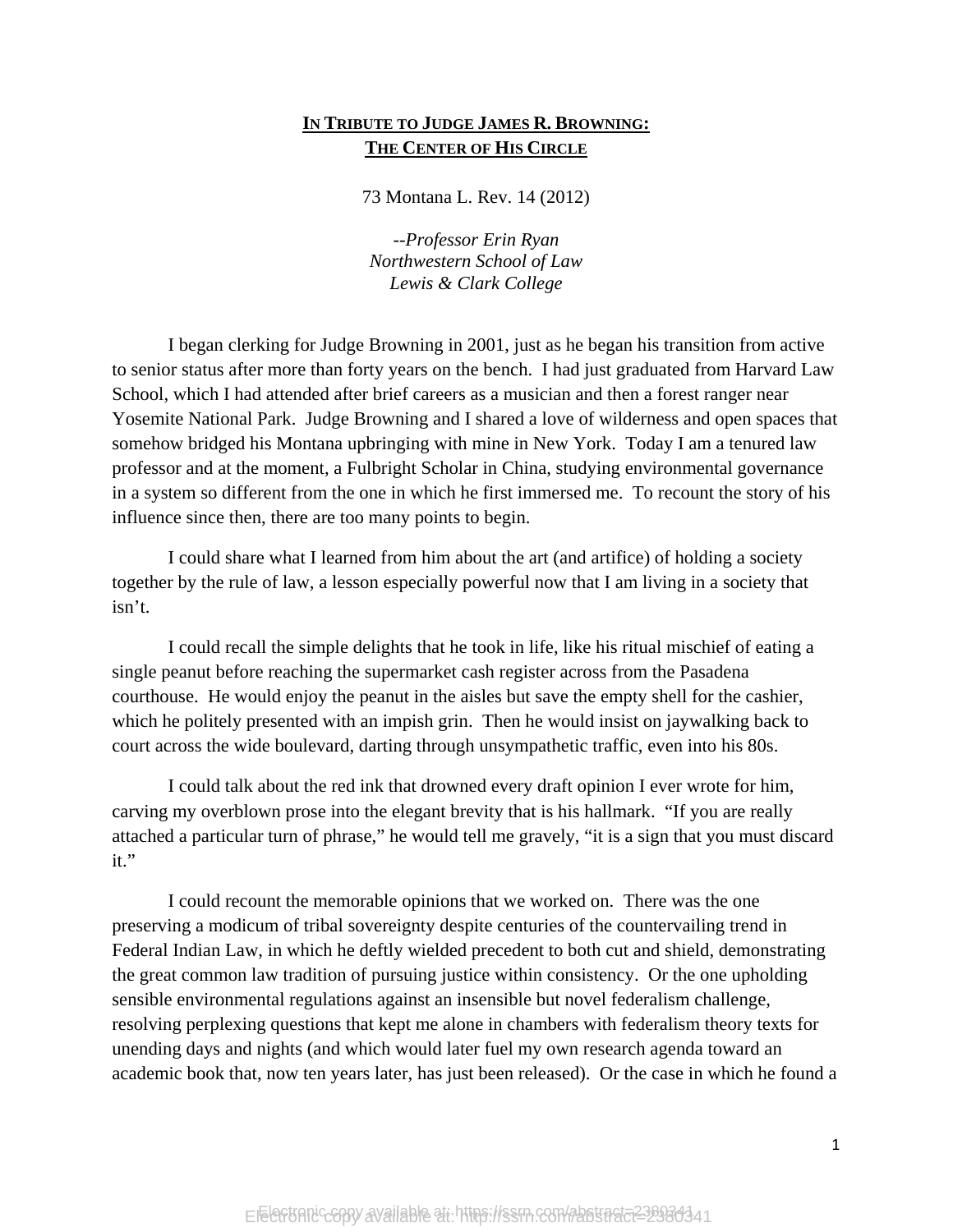**IN TRIBUTE TO JUDGE JAMES R. BROWNING:**
**THE CENTER OF HIS CIRCLE**

73 Montana L. Rev. 14 (2012)

*--Professor Erin Ryan*
*Northwestern School of Law*
*Lewis & Clark College*

I began clerking for Judge Browning in 2001, just as he began his transition from active to senior status after more than forty years on the bench. I had just graduated from Harvard Law School, which I had attended after brief careers as a musician and then a forest ranger near Yosemite National Park. Judge Browning and I shared a love of wilderness and open spaces that somehow bridged his Montana upbringing with mine in New York. Today I am a tenured law professor and at the moment, a Fulbright Scholar in China, studying environmental governance in a system so different from the one in which he first immersed me. To recount the story of his influence since then, there are too many points to begin.

I could share what I learned from him about the art (and artifice) of holding a society together by the rule of law, a lesson especially powerful now that I am living in a society that isn't.

I could recall the simple delights that he took in life, like his ritual mischief of eating a single peanut before reaching the supermarket cash register across from the Pasadena courthouse. He would enjoy the peanut in the aisles but save the empty shell for the cashier, which he politely presented with an impish grin. Then he would insist on jaywalking back to court across the wide boulevard, darting through unsympathetic traffic, even into his 80s.

I could talk about the red ink that drowned every draft opinion I ever wrote for him, carving my overblown prose into the elegant brevity that is his hallmark. "If you are really attached a particular turn of phrase," he would tell me gravely, "it is a sign that you must discard it."

I could recount the memorable opinions that we worked on. There was the one preserving a modicum of tribal sovereignty despite centuries of the countervailing trend in Federal Indian Law, in which he deftly wielded precedent to both cut and shield, demonstrating the great common law tradition of pursuing justice within consistency. Or the one upholding sensible environmental regulations against an insensible but novel federalism challenge, resolving perplexing questions that kept me alone in chambers with federalism theory texts for unending days and nights (and which would later fuel my own research agenda toward an academic book that, now ten years later, has just been released). Or the case in which he found a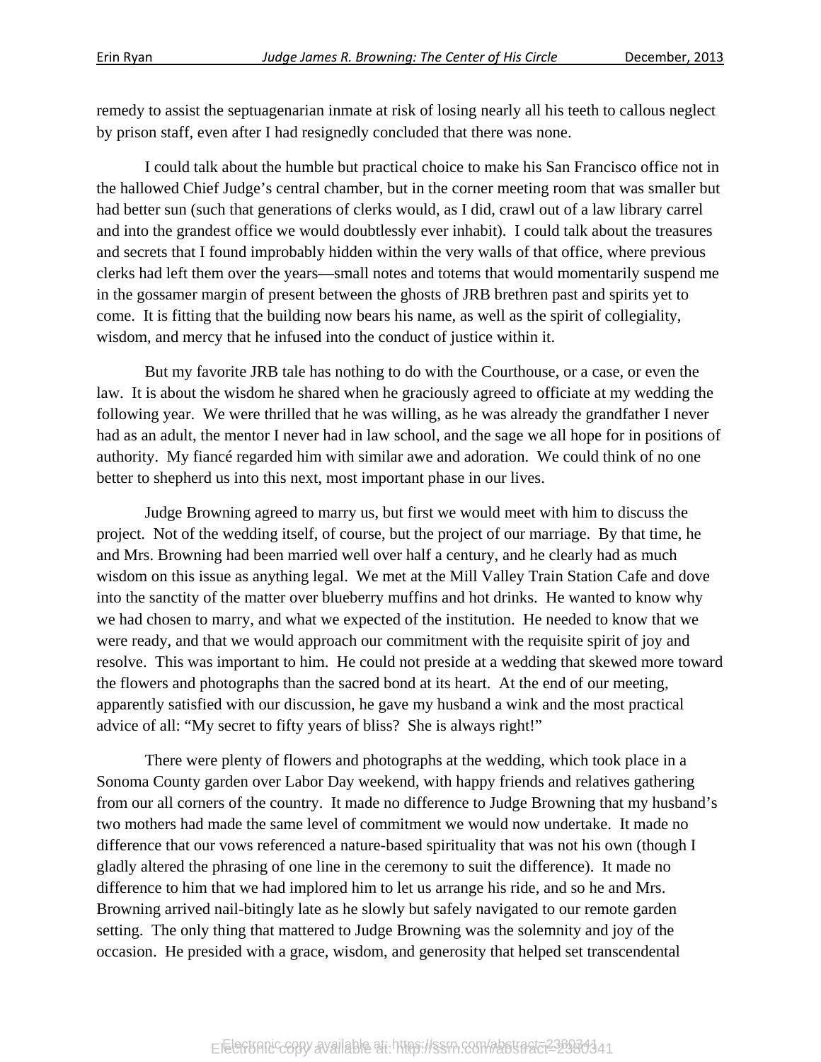remedy to assist the septuagenarian inmate at risk of losing nearly all his teeth to callous neglect by prison staff, even after I had resignedly concluded that there was none.

I could talk about the humble but practical choice to make his San Francisco office not in the hallowed Chief Judge's central chamber, but in the corner meeting room that was smaller but had better sun (such that generations of clerks would, as I did, crawl out of a law library carrel and into the grandest office we would doubtlessly ever inhabit). I could talk about the treasures and secrets that I found improbably hidden within the very walls of that office, where previous clerks had left them over the years—small notes and totems that would momentarily suspend me in the gossamer margin of present between the ghosts of JRB brethren past and spirits yet to come. It is fitting that the building now bears his name, as well as the spirit of collegiality, wisdom, and mercy that he infused into the conduct of justice within it.

But my favorite JRB tale has nothing to do with the Courthouse, or a case, or even the law. It is about the wisdom he shared when he graciously agreed to officiate at my wedding the following year. We were thrilled that he was willing, as he was already the grandfather I never had as an adult, the mentor I never had in law school, and the sage we all hope for in positions of authority. My fiancé regarded him with similar awe and adoration. We could think of no one better to shepherd us into this next, most important phase in our lives.

Judge Browning agreed to marry us, but first we would meet with him to discuss the project. Not of the wedding itself, of course, but the project of our marriage. By that time, he and Mrs. Browning had been married well over half a century, and he clearly had as much wisdom on this issue as anything legal. We met at the Mill Valley Train Station Cafe and dove into the sanctity of the matter over blueberry muffins and hot drinks. He wanted to know why we had chosen to marry, and what we expected of the institution. He needed to know that we were ready, and that we would approach our commitment with the requisite spirit of joy and resolve. This was important to him. He could not preside at a wedding that skewed more toward the flowers and photographs than the sacred bond at its heart. At the end of our meeting, apparently satisfied with our discussion, he gave my husband a wink and the most practical advice of all: "My secret to fifty years of bliss? She is always right!"

There were plenty of flowers and photographs at the wedding, which took place in a Sonoma County garden over Labor Day weekend, with happy friends and relatives gathering from our all corners of the country. It made no difference to Judge Browning that my husband's two mothers had made the same level of commitment we would now undertake. It made no difference that our vows referenced a nature-based spirituality that was not his own (though I gladly altered the phrasing of one line in the ceremony to suit the difference). It made no difference to him that we had implored him to let us arrange his ride, and so he and Mrs. Browning arrived nail-bitingly late as he slowly but safely navigated to our remote garden setting. The only thing that mattered to Judge Browning was the solemnity and joy of the occasion. He presided with a grace, wisdom, and generosity that helped set transcendental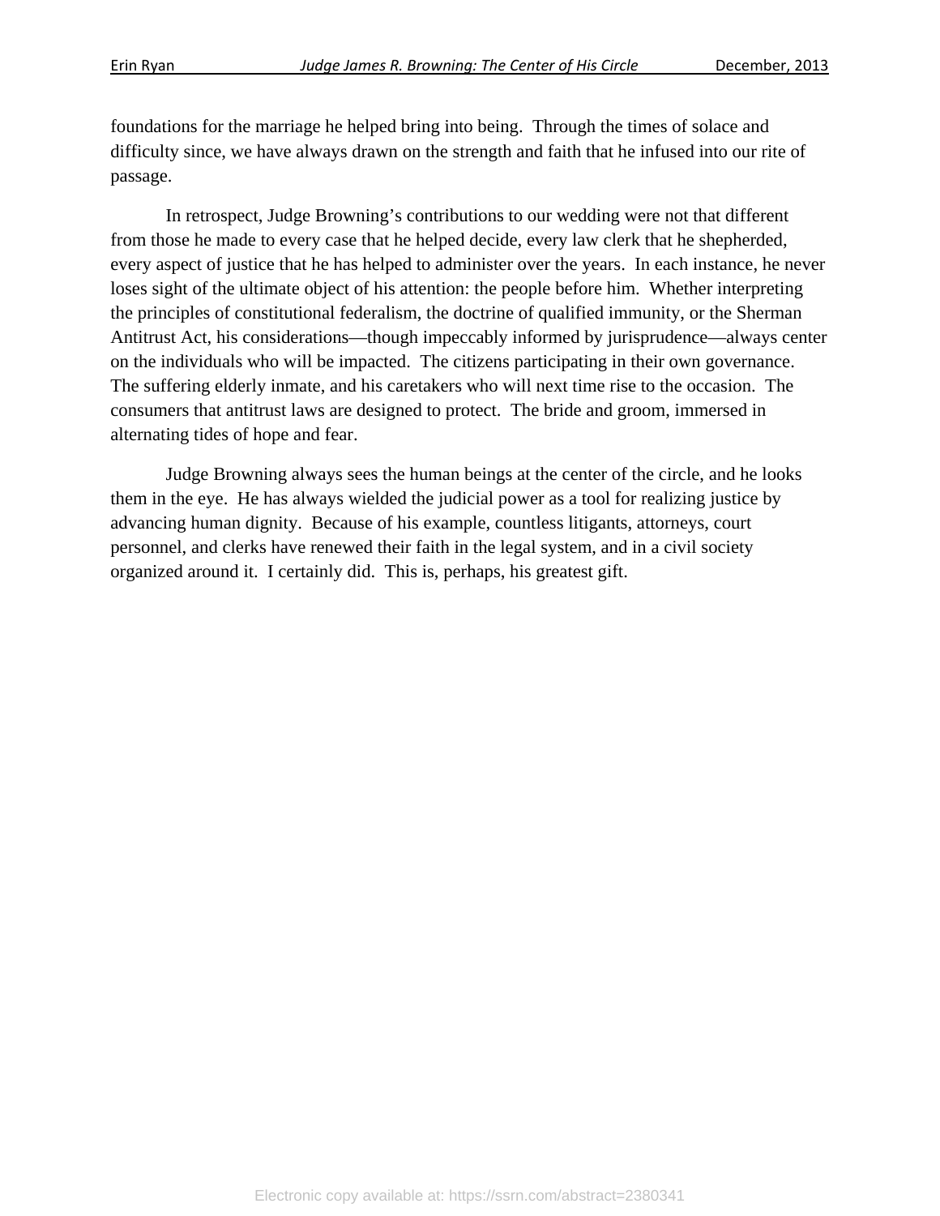foundations for the marriage he helped bring into being. Through the times of solace and difficulty since, we have always drawn on the strength and faith that he infused into our rite of passage.

In retrospect, Judge Browning's contributions to our wedding were not that different from those he made to every case that he helped decide, every law clerk that he shepherded, every aspect of justice that he has helped to administer over the years. In each instance, he never loses sight of the ultimate object of his attention: the people before him. Whether interpreting the principles of constitutional federalism, the doctrine of qualified immunity, or the Sherman Antitrust Act, his considerations—though impeccably informed by jurisprudence—always center on the individuals who will be impacted. The citizens participating in their own governance. The suffering elderly inmate, and his caretakers who will next time rise to the occasion. The consumers that antitrust laws are designed to protect. The bride and groom, immersed in alternating tides of hope and fear.

Judge Browning always sees the human beings at the center of the circle, and he looks them in the eye. He has always wielded the judicial power as a tool for realizing justice by advancing human dignity. Because of his example, countless litigants, attorneys, court personnel, and clerks have renewed their faith in the legal system, and in a civil society organized around it. I certainly did. This is, perhaps, his greatest gift.